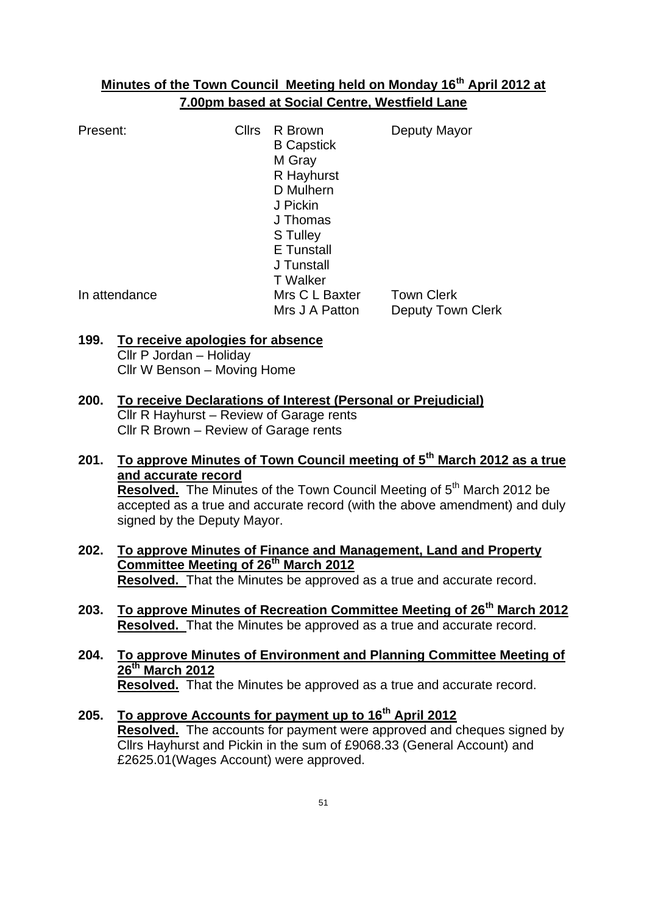# Minutes of the Town Council Meeting held on Monday 16th April 2012 at 7.00pm based at Social Centre, Westfield Lane

| | | | |
|---|---|---|---|
| Present: | Cllrs | R Brown | Deputy Mayor |
| | | B Capstick | |
| | | M Gray | |
| | | R Hayhurst | |
| | | D Mulhern | |
| | | J Pickin | |
| | | J Thomas | |
| | | S Tulley | |
| | | E Tunstall | |
| | | J Tunstall | |
| | | T Walker | |
| In attendance | | Mrs C L Baxter | Town Clerk |
| | | Mrs J A Patton | Deputy Town Clerk |

**199. To receive apologies for absence**

Cllr P Jordan – Holiday
Cllr W Benson – Moving Home

**200. To receive Declarations of Interest (Personal or Prejudicial)**

Cllr R Hayhurst – Review of Garage rents
Cllr R Brown – Review of Garage rents

**201. To approve Minutes of Town Council meeting of 5th March 2012 as a true and accurate record**

**Resolved.** The Minutes of the Town Council Meeting of 5th March 2012 be accepted as a true and accurate record (with the above amendment) and duly signed by the Deputy Mayor.

**202. To approve Minutes of Finance and Management, Land and Property Committee Meeting of 26th March 2012**

**Resolved.** That the Minutes be approved as a true and accurate record.

**203. To approve Minutes of Recreation Committee Meeting of 26th March 2012**

**Resolved.** That the Minutes be approved as a true and accurate record.

**204. To approve Minutes of Environment and Planning Committee Meeting of 26th March 2012**

**Resolved.** That the Minutes be approved as a true and accurate record.

**205. To approve Accounts for payment up to 16th April 2012**

**Resolved.** The accounts for payment were approved and cheques signed by Cllrs Hayhurst and Pickin in the sum of £9068.33 (General Account) and £2625.01(Wages Account) were approved.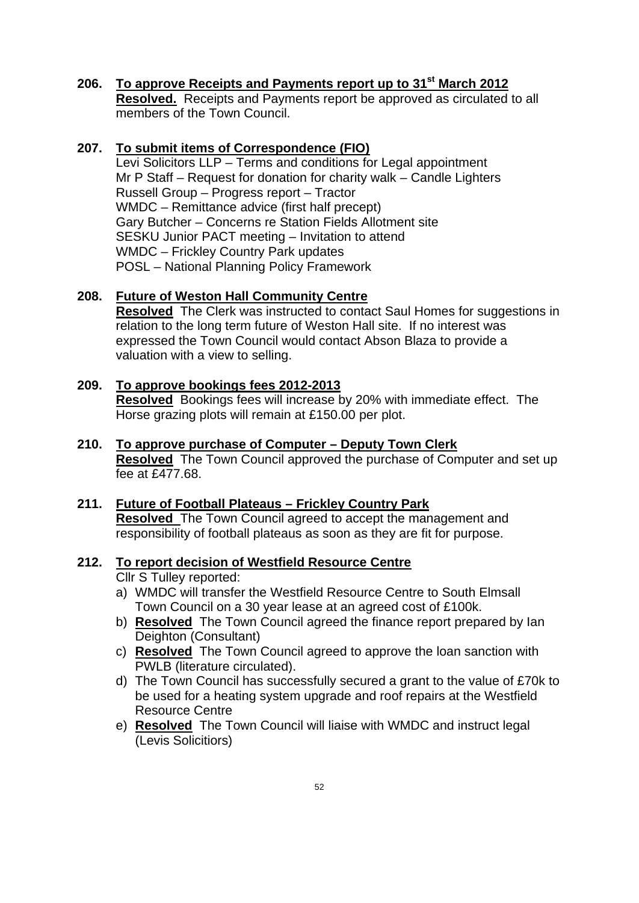**206. To approve Receipts and Payments report up to 31st March 2012**

**Resolved.** Receipts and Payments report be approved as circulated to all members of the Town Council.

**207. To submit items of Correspondence (FIO)**

Levi Solicitors LLP – Terms and conditions for Legal appointment
Mr P Staff – Request for donation for charity walk – Candle Lighters
Russell Group – Progress report – Tractor
WMDC – Remittance advice (first half precept)
Gary Butcher – Concerns re Station Fields Allotment site
SESKU Junior PACT meeting – Invitation to attend
WMDC – Frickley Country Park updates
POSL – National Planning Policy Framework

**208. Future of Weston Hall Community Centre**

**Resolved** The Clerk was instructed to contact Saul Homes for suggestions in relation to the long term future of Weston Hall site. If no interest was expressed the Town Council would contact Abson Blaza to provide a valuation with a view to selling.

**209. To approve bookings fees 2012-2013**

**Resolved** Bookings fees will increase by 20% with immediate effect. The Horse grazing plots will remain at £150.00 per plot.

**210. To approve purchase of Computer – Deputy Town Clerk**

**Resolved** The Town Council approved the purchase of Computer and set up fee at £477.68.

**211. Future of Football Plateaus – Frickley Country Park**

**Resolved** The Town Council agreed to accept the management and responsibility of football plateaus as soon as they are fit for purpose.

**212. To report decision of Westfield Resource Centre**

Cllr S Tulley reported:

a) WMDC will transfer the Westfield Resource Centre to South Elmsall Town Council on a 30 year lease at an agreed cost of £100k.
b) **Resolved** The Town Council agreed the finance report prepared by Ian Deighton (Consultant)
c) **Resolved** The Town Council agreed to approve the loan sanction with PWLB (literature circulated).
d) The Town Council has successfully secured a grant to the value of £70k to be used for a heating system upgrade and roof repairs at the Westfield Resource Centre
e) **Resolved** The Town Council will liaise with WMDC and instruct legal (Levis Solicitiors)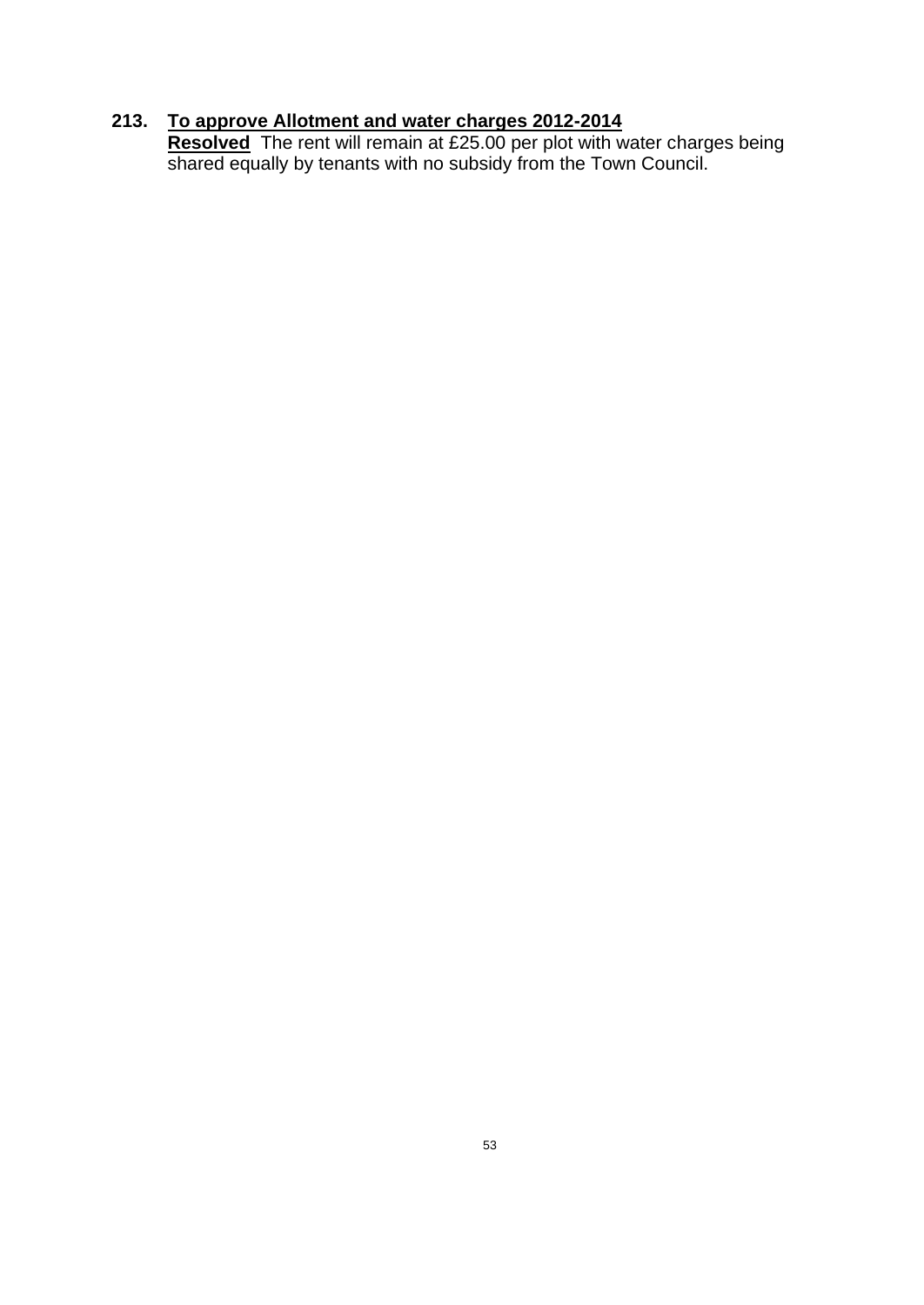**213. To approve Allotment and water charges 2012-2014**

**Resolved** The rent will remain at £25.00 per plot with water charges being shared equally by tenants with no subsidy from the Town Council.